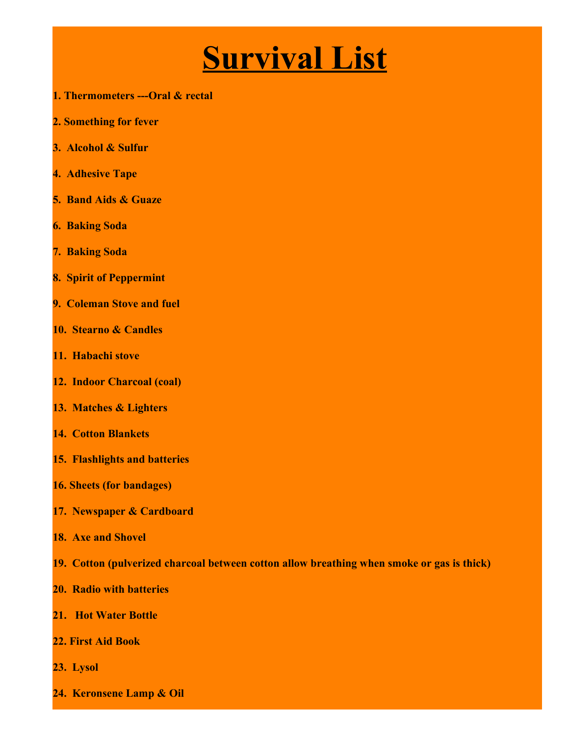# Survival List

1. Thermometers ---Oral & rectal
2. Something for fever
3. Alcohol & Sulfur
4. Adhesive Tape
5. Band Aids & Guaze
6. Baking Soda
7. Baking Soda
8. Spirit of Peppermint
9. Coleman Stove and fuel
10. Stearno & Candles
11. Habachi stove
12. Indoor Charcoal (coal)
13. Matches & Lighters
14. Cotton Blankets
15. Flashlights and batteries
16. Sheets (for bandages)
17. Newspaper & Cardboard
18. Axe and Shovel
19. Cotton (pulverized charcoal between cotton allow breathing when smoke or gas is thick)
20. Radio with batteries
21. Hot Water Bottle
22. First Aid Book
23. Lysol
24. Keronsene Lamp & Oil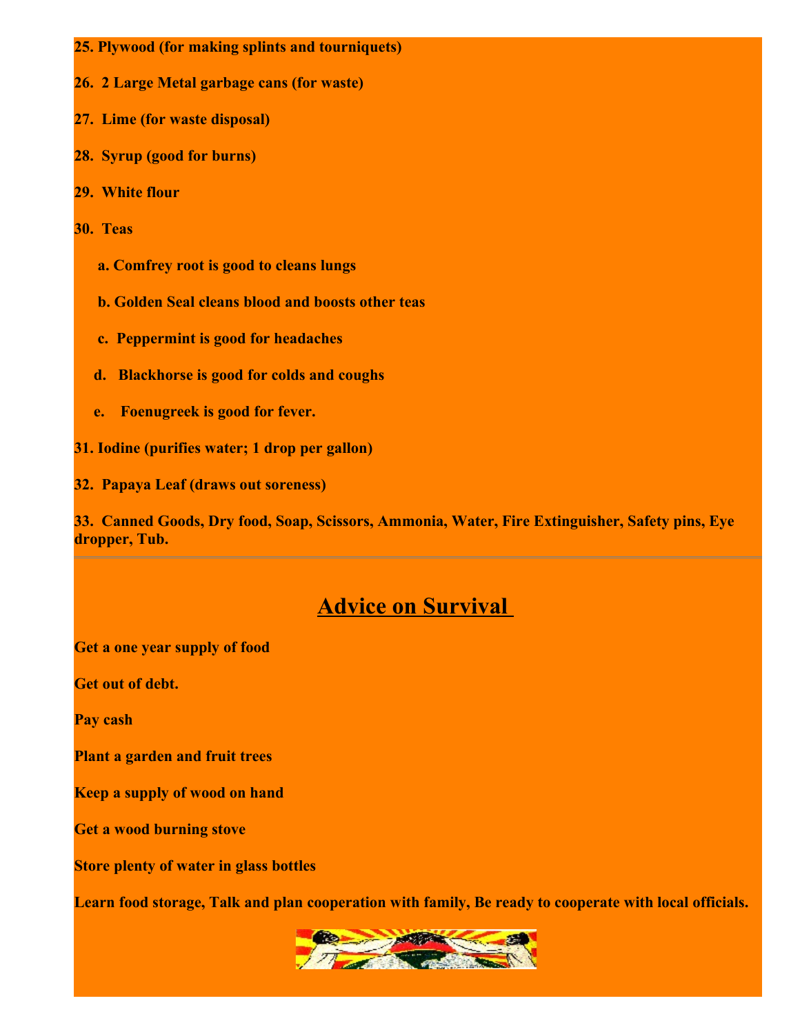**25. Plywood (for making splints and tourniquets)**

**26. 2 Large Metal garbage cans (for waste)**

**27. Lime (for waste disposal)**

**28. Syrup (good for burns)**

**29. White flour**

**30. Teas**

- **a. Comfrey root is good to cleans lungs**
- **b. Golden Seal cleans blood and boosts other teas**
- **c. Peppermint is good for headaches**
- **d. Blackhorse is good for colds and coughs**
- **e. Foenugreek is good for fever.**

**31. Iodine (purifies water; 1 drop per gallon)**

**32. Papaya Leaf (draws out soreness)**

**33. Canned Goods, Dry food, Soap, Scissors, Ammonia, Water, Fire Extinguisher, Safety pins, Eye dropper, Tub.**

---

## Advice on Survival

**Get a one year supply of food**

**Get out of debt.**

**Pay cash**

**Plant a garden and fruit trees**

**Keep a supply of wood on hand**

**Get a wood burning stove**

**Store plenty of water in glass bottles**

**Learn food storage, Talk and plan cooperation with family, Be ready to cooperate with local officials.**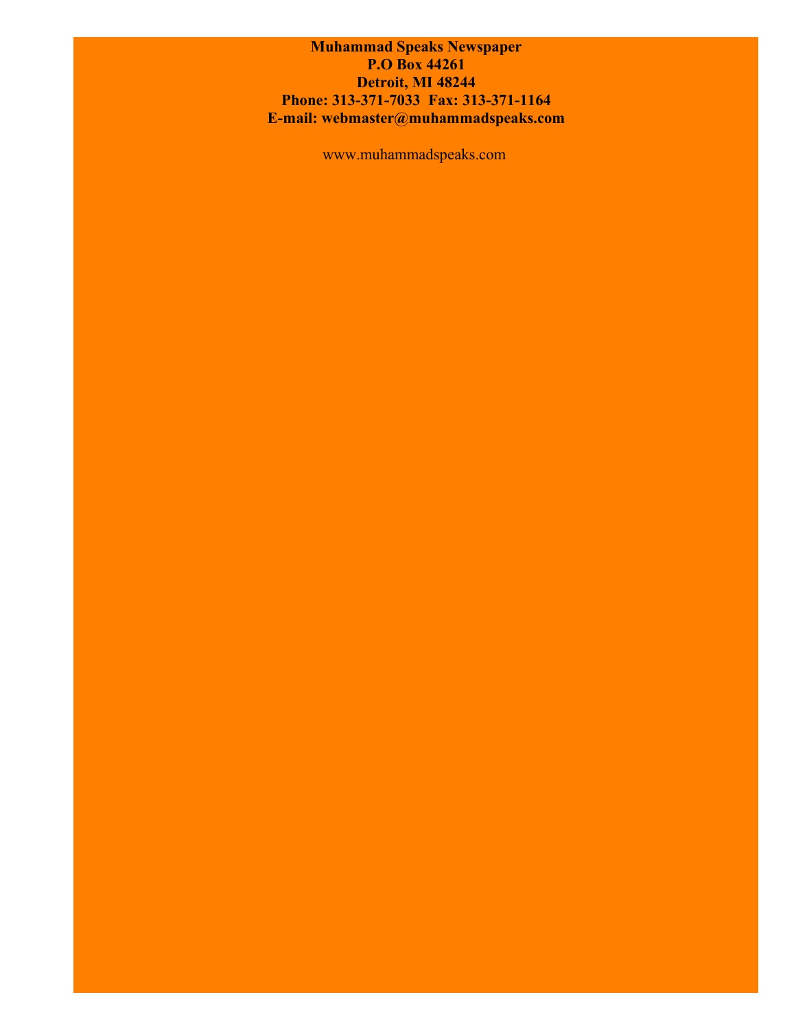**Muhammad Speaks Newspaper**
**P.O Box 44261**
**Detroit, MI 48244**
**Phone: 313-371-7033  Fax: 313-371-1164**
**E-mail: webmaster@muhammadspeaks.com**

www.muhammadspeaks.com